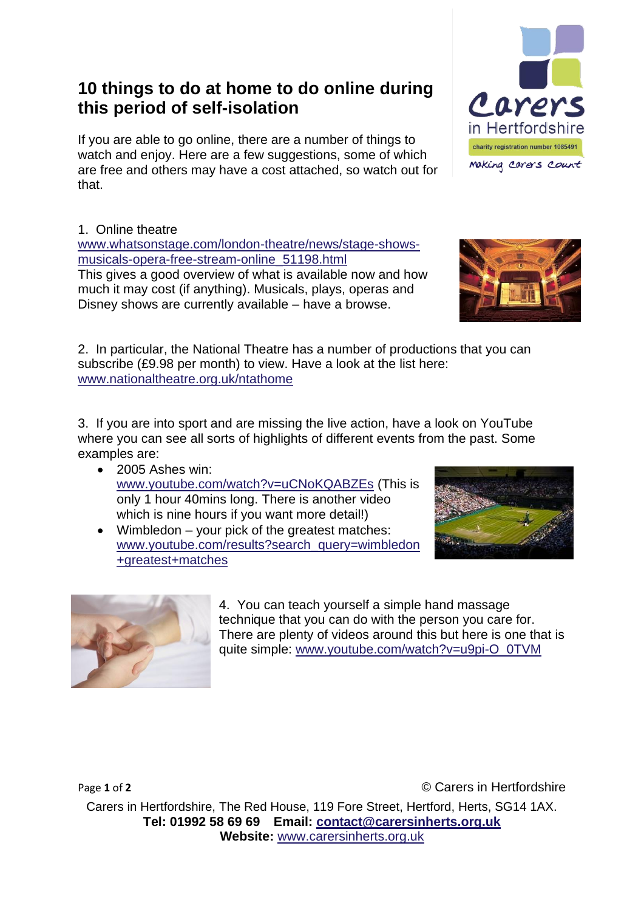# 10 things to do at home to do online during this period of self-isolation

If you are able to go online, there are a number of things to watch and enjoy. Here are a few suggestions, some of which are free and others may have a cost attached, so watch out for that.

1. Online theatre
www.whatsonstage.com/london-theatre/news/stage-shows-musicals-opera-free-stream-online_51198.html
This gives a good overview of what is available now and how much it may cost (if anything). Musicals, plays, operas and Disney shows are currently available – have a browse.

2. In particular, the National Theatre has a number of productions that you can subscribe (£9.98 per month) to view. Have a look at the list here: www.nationaltheatre.org.uk/ntathome

3. If you are into sport and are missing the live action, have a look on YouTube where you can see all sorts of highlights of different events from the past. Some examples are:
   - 2005 Ashes win: www.youtube.com/watch?v=uCNoKQABZEs (This is only 1 hour 40mins long. There is another video which is nine hours if you want more detail!)
   - Wimbledon – your pick of the greatest matches: www.youtube.com/results?search_query=wimbledon+greatest+matches

4. You can teach yourself a simple hand massage technique that you can do with the person you care for. There are plenty of videos around this but here is one that is quite simple: www.youtube.com/watch?v=u9pi-O_0TVM

© Carers in Hertfordshire

Carers in Hertfordshire, The Red House, 119 Fore Street, Hertford, Herts, SG14 1AX.
**Tel: 01992 58 69 69 Email: contact@carersinherts.org.uk**
**Website:** www.carersinherts.org.uk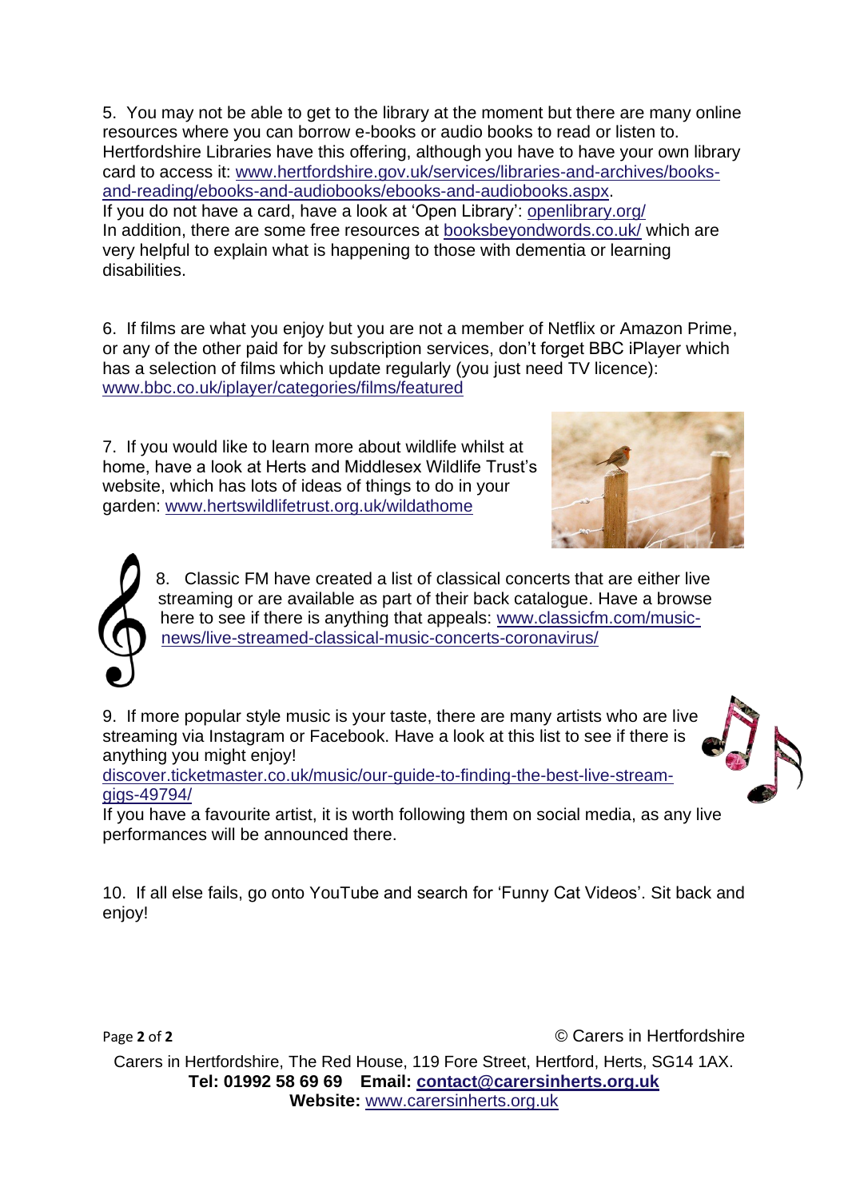5. You may not be able to get to the library at the moment but there are many online resources where you can borrow e-books or audio books to read or listen to. Hertfordshire Libraries have this offering, although you have to have your own library card to access it: www.hertfordshire.gov.uk/services/libraries-and-archives/books-and-reading/ebooks-and-audiobooks/ebooks-and-audiobooks.aspx.
If you do not have a card, have a look at 'Open Library': openlibrary.org/
In addition, there are some free resources at booksbeyondwords.co.uk/ which are very helpful to explain what is happening to those with dementia or learning disabilities.

6. If films are what you enjoy but you are not a member of Netflix or Amazon Prime, or any of the other paid for by subscription services, don't forget BBC iPlayer which has a selection of films which update regularly (you just need TV licence): www.bbc.co.uk/iplayer/categories/films/featured

7. If you would like to learn more about wildlife whilst at home, have a look at Herts and Middlesex Wildlife Trust's website, which has lots of ideas of things to do in your garden: www.hertswildlifetrust.org.uk/wildathome

8. Classic FM have created a list of classical concerts that are either live streaming or are available as part of their back catalogue. Have a browse here to see if there is anything that appeals: www.classicfm.com/music-news/live-streamed-classical-music-concerts-coronavirus/

9. If more popular style music is your taste, there are many artists who are live streaming via Instagram or Facebook. Have a look at this list to see if there is anything you might enjoy!
discover.ticketmaster.co.uk/music/our-guide-to-finding-the-best-live-stream-gigs-49794/
If you have a favourite artist, it is worth following them on social media, as any live performances will be announced there.

10. If all else fails, go onto YouTube and search for 'Funny Cat Videos'. Sit back and enjoy!

© Carers in Hertfordshire

Carers in Hertfordshire, The Red House, 119 Fore Street, Hertford, Herts, SG14 1AX.
**Tel: 01992 58 69 69 Email: contact@carersinherts.org.uk**
**Website:** www.carersinherts.org.uk